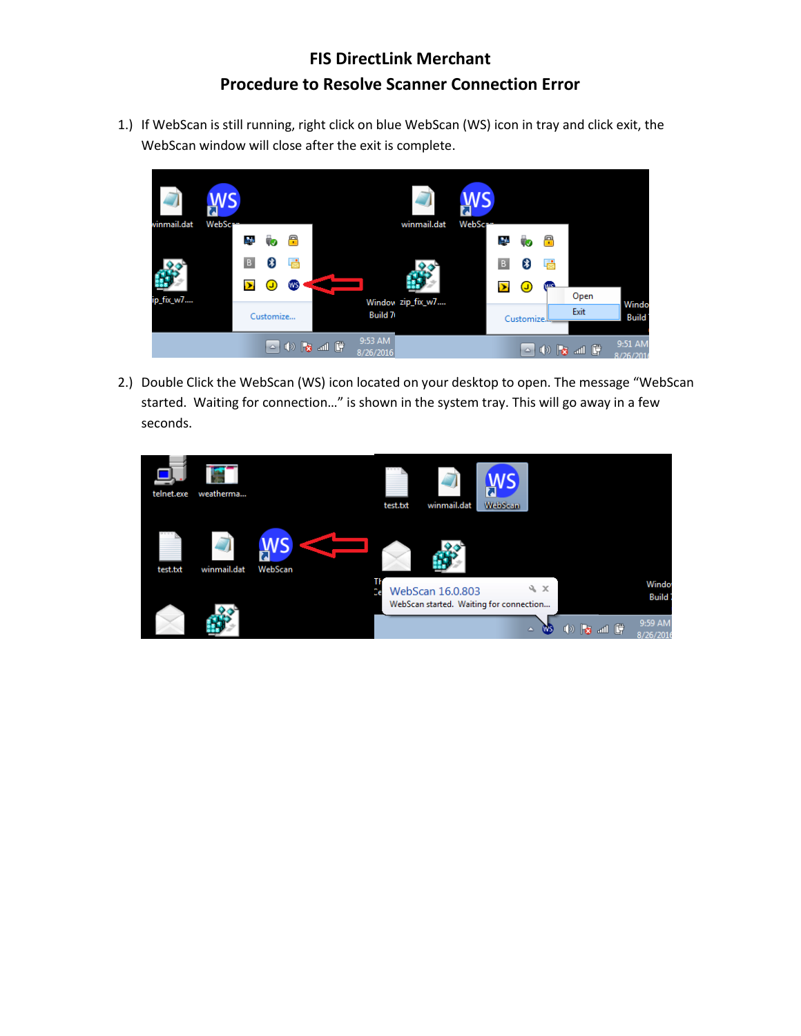# FIS DirectLink Merchant

## Procedure to Resolve Scanner Connection Error

1.) If WebScan is still running, right click on blue WebScan (WS) icon in tray and click exit, the WebScan window will close after the exit is complete.

2.) Double Click the WebScan (WS) icon located on your desktop to open. The message "WebScan started. Waiting for connection…" is shown in the system tray. This will go away in a few seconds.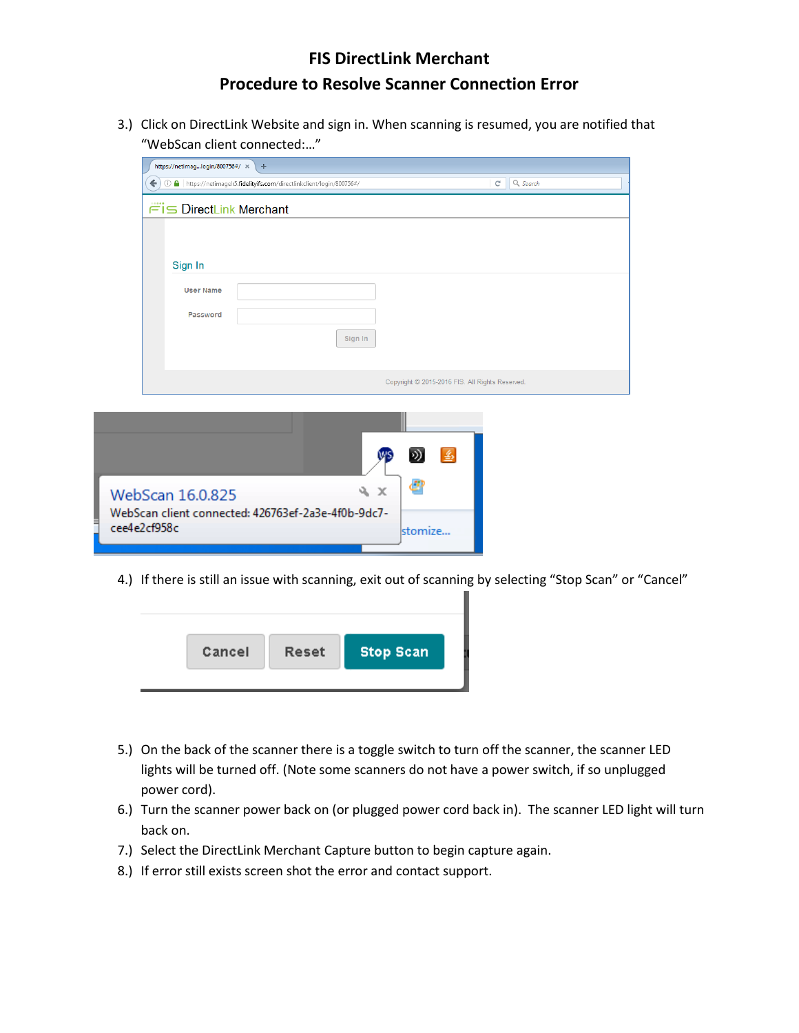# FIS DirectLink Merchant

## Procedure to Resolve Scanner Connection Error

3.) Click on DirectLink Website and sign in. When scanning is resumed, you are notified that "WebScan client connected:…"

4.) If there is still an issue with scanning, exit out of scanning by selecting "Stop Scan" or "Cancel"

5.) On the back of the scanner there is a toggle switch to turn off the scanner, the scanner LED lights will be turned off. (Note some scanners do not have a power switch, if so unplugged power cord).

6.) Turn the scanner power back on (or plugged power cord back in). The scanner LED light will turn back on.

7.) Select the DirectLink Merchant Capture button to begin capture again.

8.) If error still exists screen shot the error and contact support.